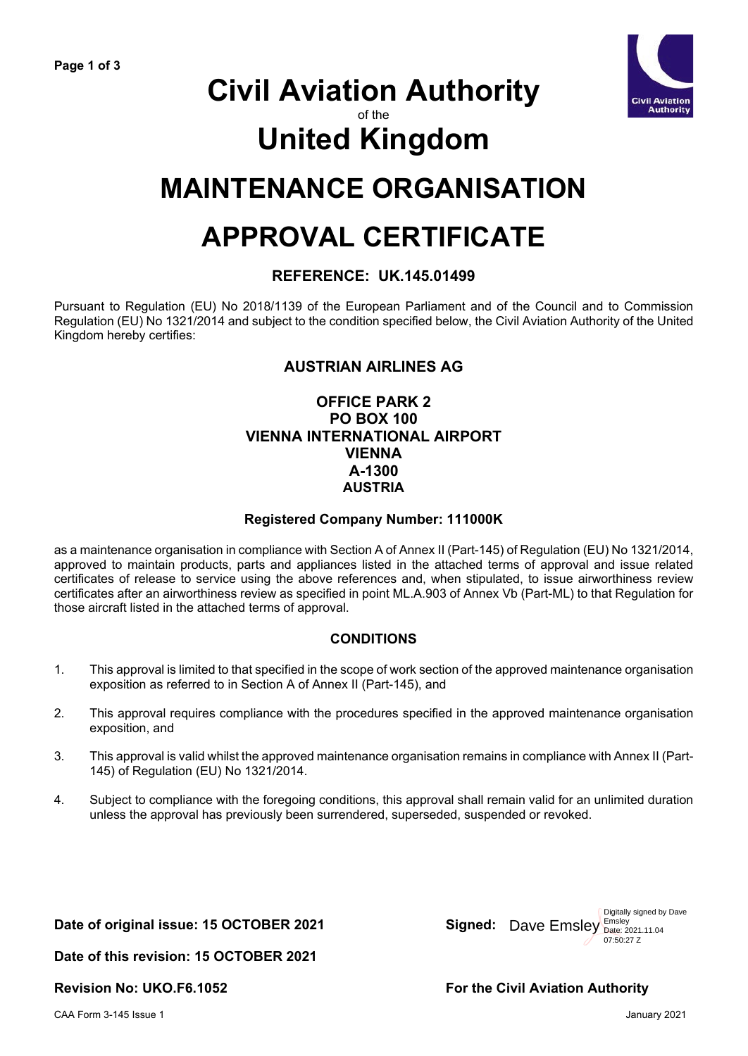# Civil Aviation Authority

of the

# United Kingdom

# MAINTENANCE ORGANISATION

# APPROVAL CERTIFICATE

### REFERENCE: UK.145.01499

Pursuant to Regulation (EU) No 2018/1139 of the European Parliament and of the Council and to Commission Regulation (EU) No 1321/2014 and subject to the condition specified below, the Civil Aviation Authority of the United Kingdom hereby certifies:

**AUSTRIAN AIRLINES AG**

**OFFICE PARK 2**
**PO BOX 100**
**VIENNA INTERNATIONAL AIRPORT**
**VIENNA**
**A-1300**
**AUSTRIA**

**Registered Company Number: 111000K**

as a maintenance organisation in compliance with Section A of Annex II (Part-145) of Regulation (EU) No 1321/2014, approved to maintain products, parts and appliances listed in the attached terms of approval and issue related certificates of release to service using the above references and, when stipulated, to issue airworthiness review certificates after an airworthiness review as specified in point ML.A.903 of Annex Vb (Part-ML) to that Regulation for those aircraft listed in the attached terms of approval.

### CONDITIONS

1. This approval is limited to that specified in the scope of work section of the approved maintenance organisation exposition as referred to in Section A of Annex II (Part-145), and
2. This approval requires compliance with the procedures specified in the approved maintenance organisation exposition, and
3. This approval is valid whilst the approved maintenance organisation remains in compliance with Annex II (Part-145) of Regulation (EU) No 1321/2014.
4. Subject to compliance with the foregoing conditions, this approval shall remain valid for an unlimited duration unless the approval has previously been surrendered, superseded, suspended or revoked.

**Date of original issue: 15 OCTOBER 2021**

**Date of this revision: 15 OCTOBER 2021**

**Revision No: UKO.F6.1052**

**Signed:** Dave Emsley — Digitally signed by Dave Emsley Date: 2021.11.04 07:50:27 Z

**For the Civil Aviation Authority**

CAA Form 3-145 Issue 1 — January 2021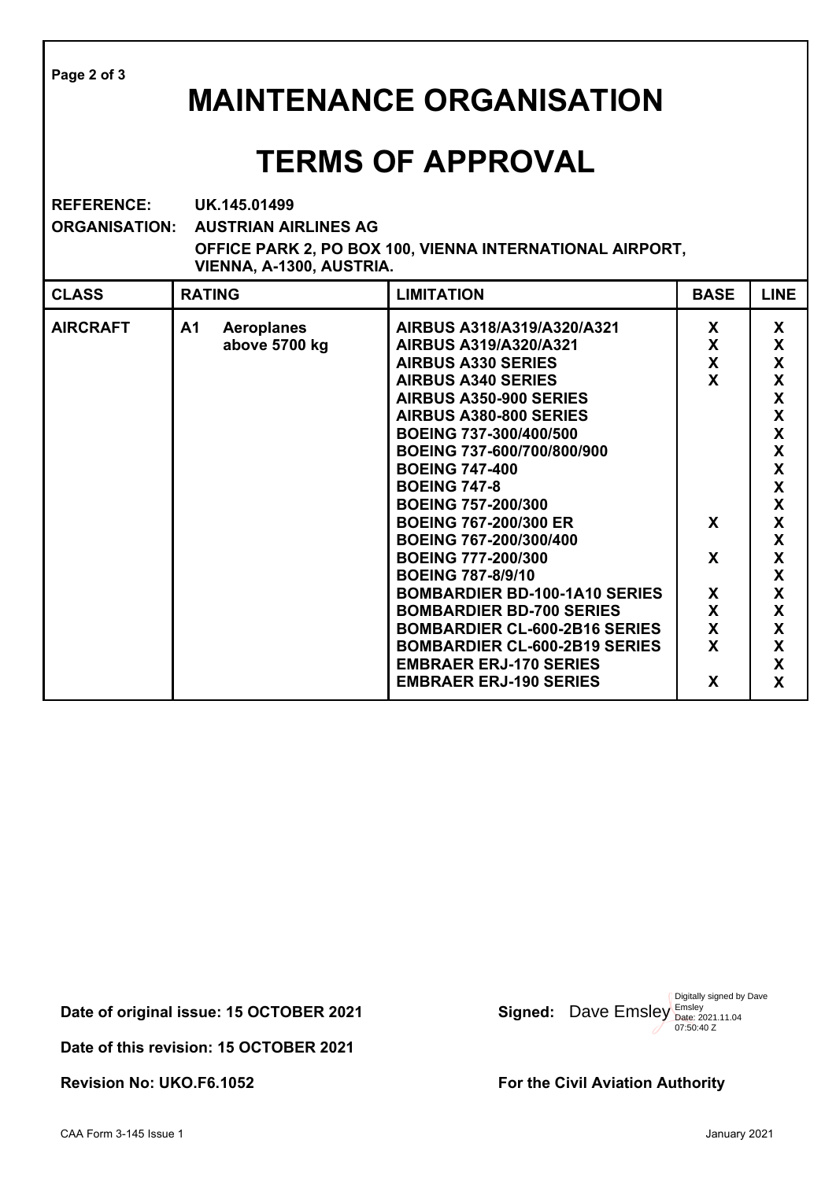# MAINTENANCE ORGANISATION

# TERMS OF APPROVAL

**REFERENCE:** UK.145.01499

**ORGANISATION:** AUSTRIAN AIRLINES AG

OFFICE PARK 2, PO BOX 100, VIENNA INTERNATIONAL AIRPORT, VIENNA, A-1300, AUSTRIA.

| CLASS | RATING | LIMITATION | BASE | LINE |
|---|---|---|---|---|
| AIRCRAFT | A1 Aeroplanes above 5700 kg | AIRBUS A318/A319/A320/A321 | X | X |
| | | AIRBUS A319/A320/A321 | X | X |
| | | AIRBUS A330 SERIES | X | X |
| | | AIRBUS A340 SERIES | X | X |
| | | AIRBUS A350-900 SERIES | | X |
| | | AIRBUS A380-800 SERIES | | X |
| | | BOEING 737-300/400/500 | | X |
| | | BOEING 737-600/700/800/900 | | X |
| | | BOEING 747-400 | | X |
| | | BOEING 747-8 | | X |
| | | BOEING 757-200/300 | | X |
| | | BOEING 767-200/300 ER | X | X |
| | | BOEING 767-200/300/400 | | X |
| | | BOEING 777-200/300 | X | X |
| | | BOEING 787-8/9/10 | | X |
| | | BOMBARDIER BD-100-1A10 SERIES | X | X |
| | | BOMBARDIER BD-700 SERIES | X | X |
| | | BOMBARDIER CL-600-2B16 SERIES | X | X |
| | | BOMBARDIER CL-600-2B19 SERIES | X | X |
| | | EMBRAER ERJ-170 SERIES | | X |
| | | EMBRAER ERJ-190 SERIES | X | X |

**Date of original issue: 15 OCTOBER 2021**

**Date of this revision: 15 OCTOBER 2021**

**Revision No: UKO.F6.1052**

**Signed:** Dave Emsley (Digitally signed by Dave Emsley Date: 2021.11.04 07:50:40 Z)

**For the Civil Aviation Authority**

CAA Form 3-145 Issue 1 January 2021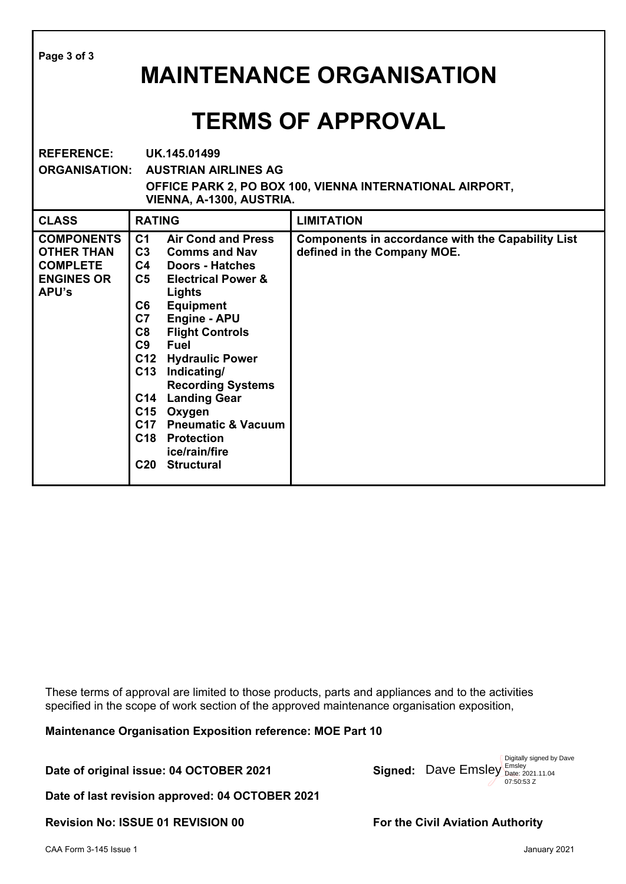# MAINTENANCE ORGANISATION

# TERMS OF APPROVAL

**REFERENCE:** **UK.145.01499**

**ORGANISATION:** **AUSTRIAN AIRLINES AG**

**OFFICE PARK 2, PO BOX 100, VIENNA INTERNATIONAL AIRPORT, VIENNA, A-1300, AUSTRIA.**

| CLASS | RATING | LIMITATION |
|---|---|---|
| **COMPONENTS OTHER THAN COMPLETE ENGINES OR APU's** | **C1 Air Cond and Press**<br>**C3 Comms and Nav**<br>**C4 Doors - Hatches**<br>**C5 Electrical Power & Lights**<br>**C6 Equipment**<br>**C7 Engine - APU**<br>**C8 Flight Controls**<br>**C9 Fuel**<br>**C12 Hydraulic Power**<br>**C13 Indicating/ Recording Systems**<br>**C14 Landing Gear**<br>**C15 Oxygen**<br>**C17 Pneumatic & Vacuum**<br>**C18 Protection ice/rain/fire**<br>**C20 Structural** | **Components in accordance with the Capability List defined in the Company MOE.** |

These terms of approval are limited to those products, parts and appliances and to the activities specified in the scope of work section of the approved maintenance organisation exposition,

**Maintenance Organisation Exposition reference: MOE Part 10**

**Date of original issue: 04 OCTOBER 2021**

**Signed:** Dave Emsley (Digitally signed by Dave Emsley Date: 2021.11.04 07:50:53 Z)

**Date of last revision approved: 04 OCTOBER 2021**

**Revision No: ISSUE 01 REVISION 00**

**For the Civil Aviation Authority**

CAA Form 3-145 Issue 1 January 2021